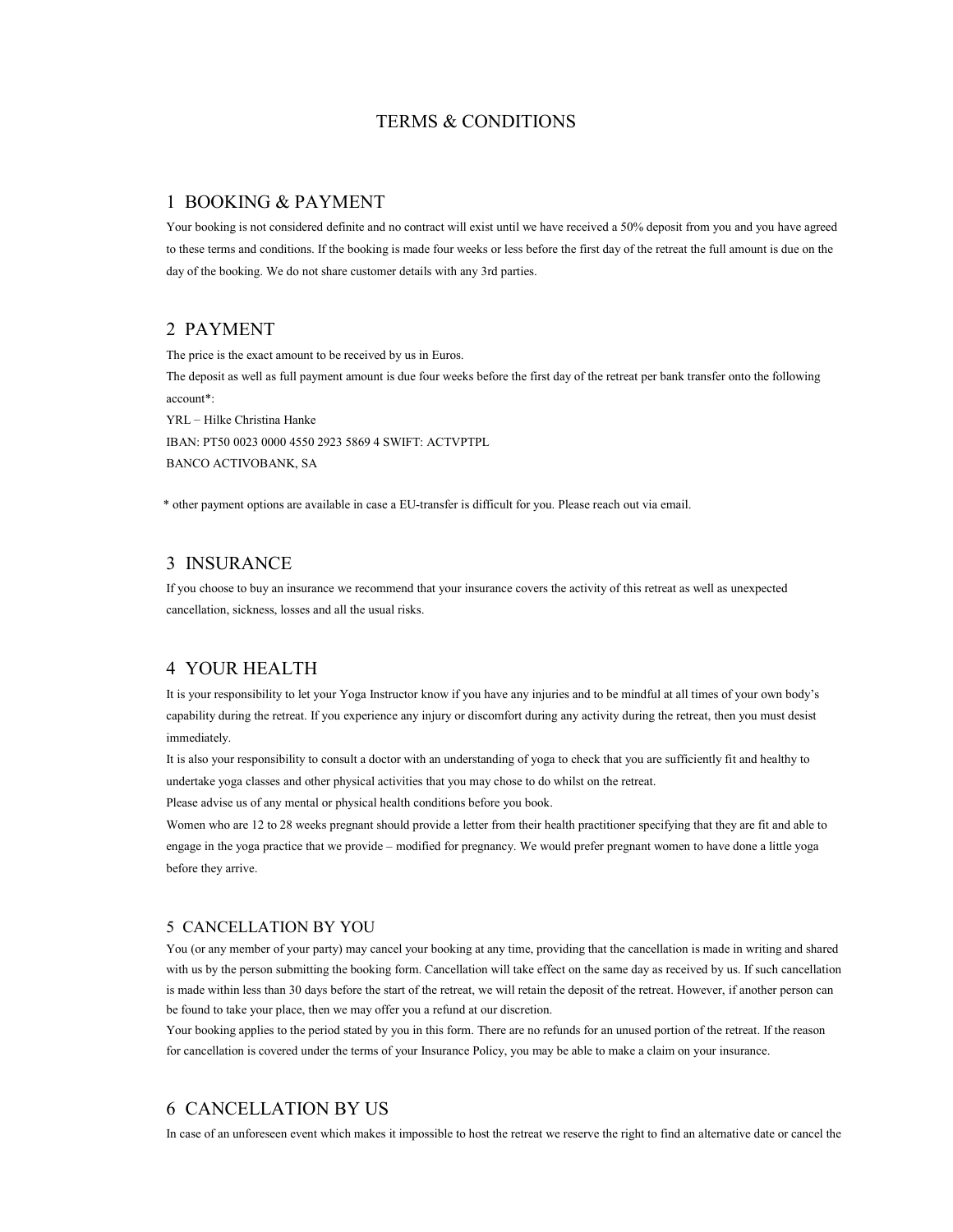# TERMS & CONDITIONS

## 1 BOOKING & PAYMENT

Your booking is not considered definite and no contract will exist until we have received a 50% deposit from you and you have agreed to these terms and conditions. If the booking is made four weeks or less before the first day of the retreat the full amount is due on the day of the booking. We do not share customer details with any 3rd parties.

## 2 PAYMENT

The price is the exact amount to be received by us in Euros.

The deposit as well as full payment amount is due four weeks before the first day of the retreat per bank transfer onto the following account*:

YRL – Hilke Christina Hanke

IBAN: PT50 0023 0000 4550 2923 5869 4 SWIFT: ACTVPTPL

BANCO ACTIVOBANK, SA

* other payment options are available in case a EU-transfer is difficult for you. Please reach out via email.

## 3 INSURANCE

If you choose to buy an insurance we recommend that your insurance covers the activity of this retreat as well as unexpected cancellation, sickness, losses and all the usual risks.

## 4 YOUR HEALTH

It is your responsibility to let your Yoga Instructor know if you have any injuries and to be mindful at all times of your own body's capability during the retreat. If you experience any injury or discomfort during any activity during the retreat, then you must desist immediately.

It is also your responsibility to consult a doctor with an understanding of yoga to check that you are sufficiently fit and healthy to undertake yoga classes and other physical activities that you may chose to do whilst on the retreat.

Please advise us of any mental or physical health conditions before you book.

Women who are 12 to 28 weeks pregnant should provide a letter from their health practitioner specifying that they are fit and able to engage in the yoga practice that we provide – modified for pregnancy. We would prefer pregnant women to have done a little yoga before they arrive.

## 5 CANCELLATION BY YOU

You (or any member of your party) may cancel your booking at any time, providing that the cancellation is made in writing and shared with us by the person submitting the booking form. Cancellation will take effect on the same day as received by us. If such cancellation is made within less than 30 days before the start of the retreat, we will retain the deposit of the retreat. However, if another person can be found to take your place, then we may offer you a refund at our discretion.

Your booking applies to the period stated by you in this form. There are no refunds for an unused portion of the retreat. If the reason for cancellation is covered under the terms of your Insurance Policy, you may be able to make a claim on your insurance.

## 6 CANCELLATION BY US

In case of an unforeseen event which makes it impossible to host the retreat we reserve the right to find an alternative date or cancel the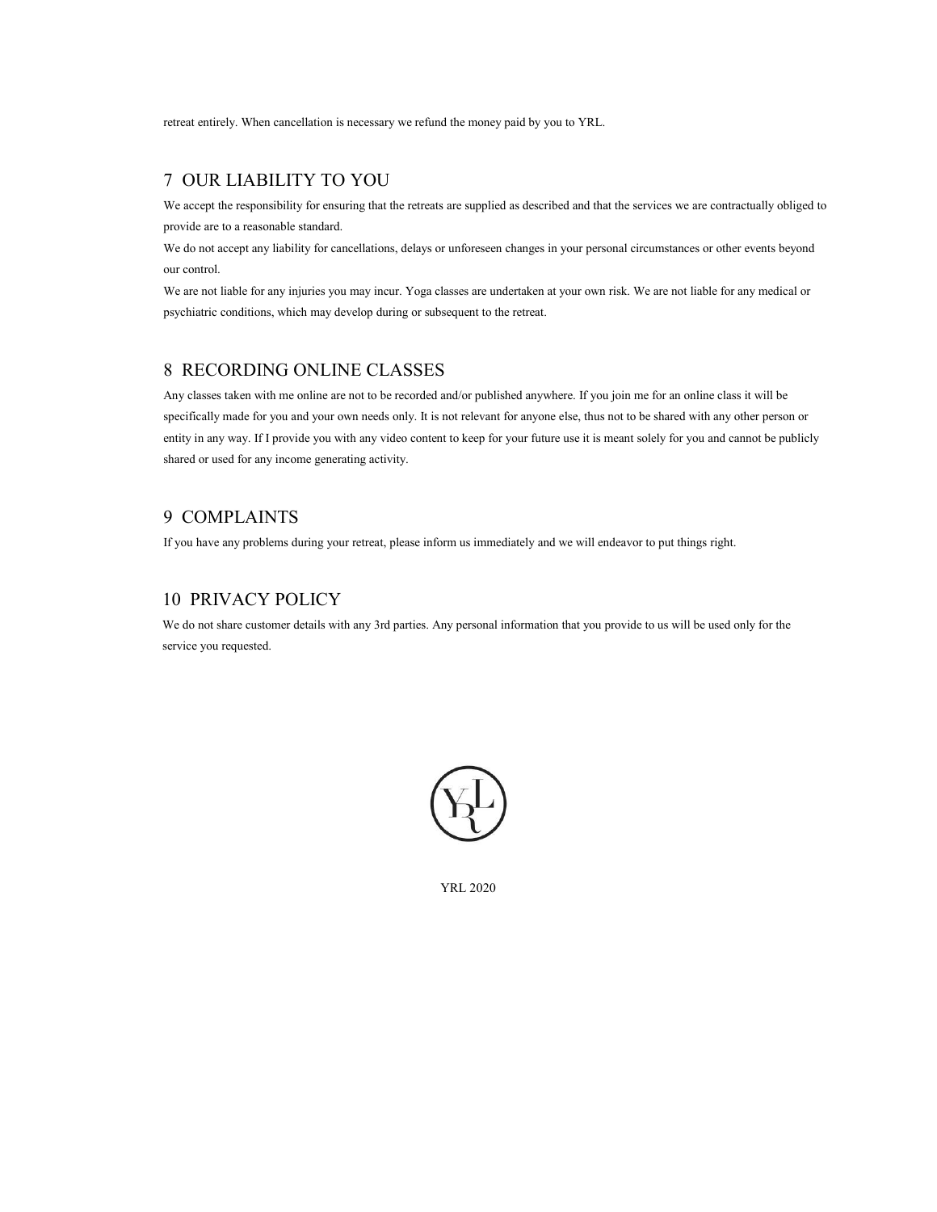retreat entirely. When cancellation is necessary we refund the money paid by you to YRL.

## 7 OUR LIABILITY TO YOU

We accept the responsibility for ensuring that the retreats are supplied as described and that the services we are contractually obliged to provide are to a reasonable standard.

We do not accept any liability for cancellations, delays or unforeseen changes in your personal circumstances or other events beyond our control.

We are not liable for any injuries you may incur. Yoga classes are undertaken at your own risk. We are not liable for any medical or psychiatric conditions, which may develop during or subsequent to the retreat.

## 8 RECORDING ONLINE CLASSES

Any classes taken with me online are not to be recorded and/or published anywhere. If you join me for an online class it will be specifically made for you and your own needs only. It is not relevant for anyone else, thus not to be shared with any other person or entity in any way. If I provide you with any video content to keep for your future use it is meant solely for you and cannot be publicly shared or used for any income generating activity.

## 9 COMPLAINTS

If you have any problems during your retreat, please inform us immediately and we will endeavor to put things right.

## 10 PRIVACY POLICY

We do not share customer details with any 3rd parties. Any personal information that you provide to us will be used only for the service you requested.

YRL 2020